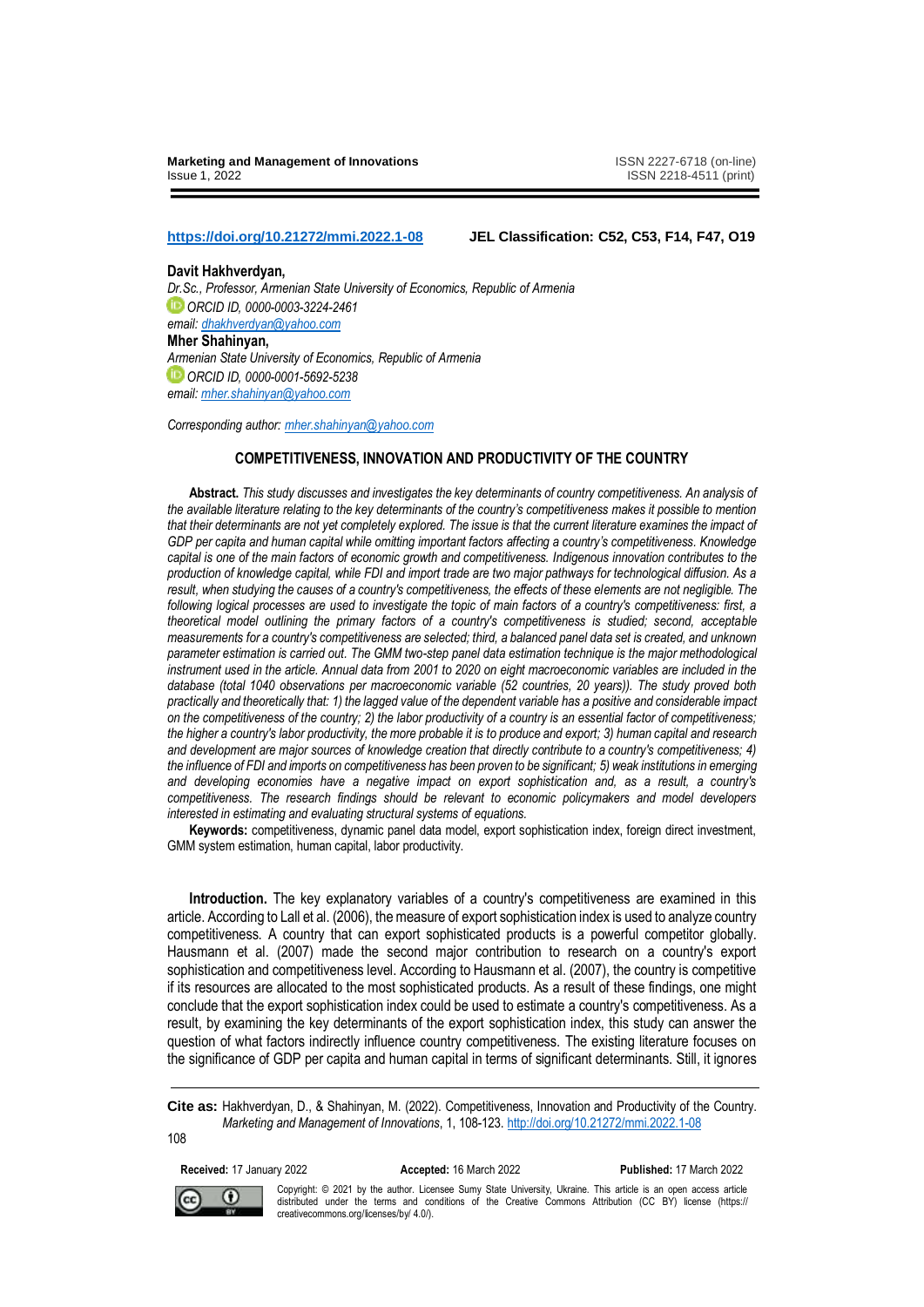https://doi.org/10.21272/mmi.2022.1-08 **JEL Classification: C52, C53, F14, F47, O19**

**Davit Hakhverdyan,**
*Dr.Sc., Professor, Armenian State University of Economics, Republic of Armenia*
*ORCID ID, 0000-0003-3224-2461*
*email: dhakhverdyan@yahoo.com*
**Mher Shahinyan,**
*Armenian State University of Economics, Republic of Armenia*
*ORCID ID, 0000-0001-5692-5238*
*email: mher.shahinyan@yahoo.com*

*Corresponding author: mher.shahinyan@yahoo.com*

# COMPETITIVENESS, INNOVATION AND PRODUCTIVITY OF THE COUNTRY

**Abstract.** *This study discusses and investigates the key determinants of country competitiveness. An analysis of the available literature relating to the key determinants of the country's competitiveness makes it possible to mention that their determinants are not yet completely explored. The issue is that the current literature examines the impact of GDP per capita and human capital while omitting important factors affecting a country's competitiveness. Knowledge capital is one of the main factors of economic growth and competitiveness. Indigenous innovation contributes to the production of knowledge capital, while FDI and import trade are two major pathways for technological diffusion. As a result, when studying the causes of a country's competitiveness, the effects of these elements are not negligible. The following logical processes are used to investigate the topic of main factors of a country's competitiveness: first, a theoretical model outlining the primary factors of a country's competitiveness is studied; second, acceptable measurements for a country's competitiveness are selected; third, a balanced panel data set is created, and unknown parameter estimation is carried out. The GMM two-step panel data estimation technique is the major methodological instrument used in the article. Annual data from 2001 to 2020 on eight macroeconomic variables are included in the database (total 1040 observations per macroeconomic variable (52 countries, 20 years)). The study proved both practically and theoretically that: 1) the lagged value of the dependent variable has a positive and considerable impact on the competitiveness of the country; 2) the labor productivity of a country is an essential factor of competitiveness; the higher a country's labor productivity, the more probable it is to produce and export; 3) human capital and research and development are major sources of knowledge creation that directly contribute to a country's competitiveness; 4) the influence of FDI and imports on competitiveness has been proven to be significant; 5) weak institutions in emerging and developing economies have a negative impact on export sophistication and, as a result, a country's competitiveness. The research findings should be relevant to economic policymakers and model developers interested in estimating and evaluating structural systems of equations.*

**Keywords:** competitiveness, dynamic panel data model, export sophistication index, foreign direct investment, GMM system estimation, human capital, labor productivity.

**Introduction.** The key explanatory variables of a country's competitiveness are examined in this article. According to Lall et al. (2006), the measure of export sophistication index is used to analyze country competitiveness. A country that can export sophisticated products is a powerful competitor globally. Hausmann et al. (2007) made the second major contribution to research on a country's export sophistication and competitiveness level. According to Hausmann et al. (2007), the country is competitive if its resources are allocated to the most sophisticated products. As a result of these findings, one might conclude that the export sophistication index could be used to estimate a country's competitiveness. As a result, by examining the key determinants of the export sophistication index, this study can answer the question of what factors indirectly influence country competitiveness. The existing literature focuses on the significance of GDP per capita and human capital in terms of significant determinants. Still, it ignores

**Cite as:** Hakhverdyan, D., & Shahinyan, M. (2022). Competitiveness, Innovation and Productivity of the Country. *Marketing and Management of Innovations*, 1, 108-123. http://doi.org/10.21272/mmi.2022.1-08

**Received:** 17 January 2022 **Accepted:** 16 March 2022 **Published:** 17 March 2022

Copyright: © 2021 by the author. Licensee Sumy State University, Ukraine. This article is an open access article distributed under the terms and conditions of the Creative Commons Attribution (CC BY) license (https://creativecommons.org/licenses/by/ 4.0/).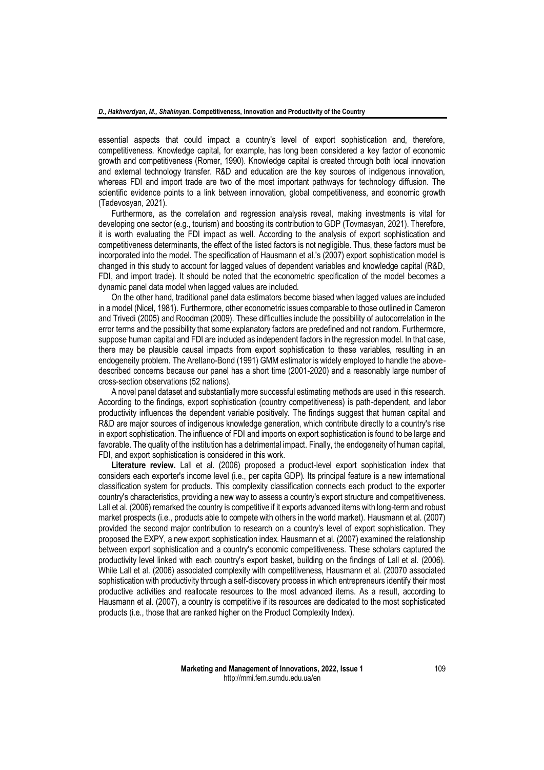essential aspects that could impact a country's level of export sophistication and, therefore, competitiveness. Knowledge capital, for example, has long been considered a key factor of economic growth and competitiveness (Romer, 1990). Knowledge capital is created through both local innovation and external technology transfer. R&D and education are the key sources of indigenous innovation, whereas FDI and import trade are two of the most important pathways for technology diffusion. The scientific evidence points to a link between innovation, global competitiveness, and economic growth (Tadevosyan, 2021).

Furthermore, as the correlation and regression analysis reveal, making investments is vital for developing one sector (e.g., tourism) and boosting its contribution to GDP (Tovmasyan, 2021). Therefore, it is worth evaluating the FDI impact as well. According to the analysis of export sophistication and competitiveness determinants, the effect of the listed factors is not negligible. Thus, these factors must be incorporated into the model. The specification of Hausmann et al.'s (2007) export sophistication model is changed in this study to account for lagged values of dependent variables and knowledge capital (R&D, FDI, and import trade). It should be noted that the econometric specification of the model becomes a dynamic panel data model when lagged values are included.

On the other hand, traditional panel data estimators become biased when lagged values are included in a model (Nicel, 1981). Furthermore, other econometric issues comparable to those outlined in Cameron and Trivedi (2005) and Roodman (2009). These difficulties include the possibility of autocorrelation in the error terms and the possibility that some explanatory factors are predefined and not random. Furthermore, suppose human capital and FDI are included as independent factors in the regression model. In that case, there may be plausible causal impacts from export sophistication to these variables, resulting in an endogeneity problem. The Arellano-Bond (1991) GMM estimator is widely employed to handle the above-described concerns because our panel has a short time (2001-2020) and a reasonably large number of cross-section observations (52 nations).

A novel panel dataset and substantially more successful estimating methods are used in this research. According to the findings, export sophistication (country competitiveness) is path-dependent, and labor productivity influences the dependent variable positively. The findings suggest that human capital and R&D are major sources of indigenous knowledge generation, which contribute directly to a country's rise in export sophistication. The influence of FDI and imports on export sophistication is found to be large and favorable. The quality of the institution has a detrimental impact. Finally, the endogeneity of human capital, FDI, and export sophistication is considered in this work.

**Literature review.** Lall et al. (2006) proposed a product-level export sophistication index that considers each exporter's income level (i.e., per capita GDP). Its principal feature is a new international classification system for products. This complexity classification connects each product to the exporter country's characteristics, providing a new way to assess a country's export structure and competitiveness. Lall et al. (2006) remarked the country is competitive if it exports advanced items with long-term and robust market prospects (i.e., products able to compete with others in the world market). Hausmann et al. (2007) provided the second major contribution to research on a country's level of export sophistication. They proposed the EXPY, a new export sophistication index. Hausmann et al. (2007) examined the relationship between export sophistication and a country's economic competitiveness. These scholars captured the productivity level linked with each country's export basket, building on the findings of Lall et al. (2006). While Lall et al. (2006) associated complexity with competitiveness, Hausmann et al. (20070 associated sophistication with productivity through a self-discovery process in which entrepreneurs identify their most productive activities and reallocate resources to the most advanced items. As a result, according to Hausmann et al. (2007), a country is competitive if its resources are dedicated to the most sophisticated products (i.e., those that are ranked higher on the Product Complexity Index).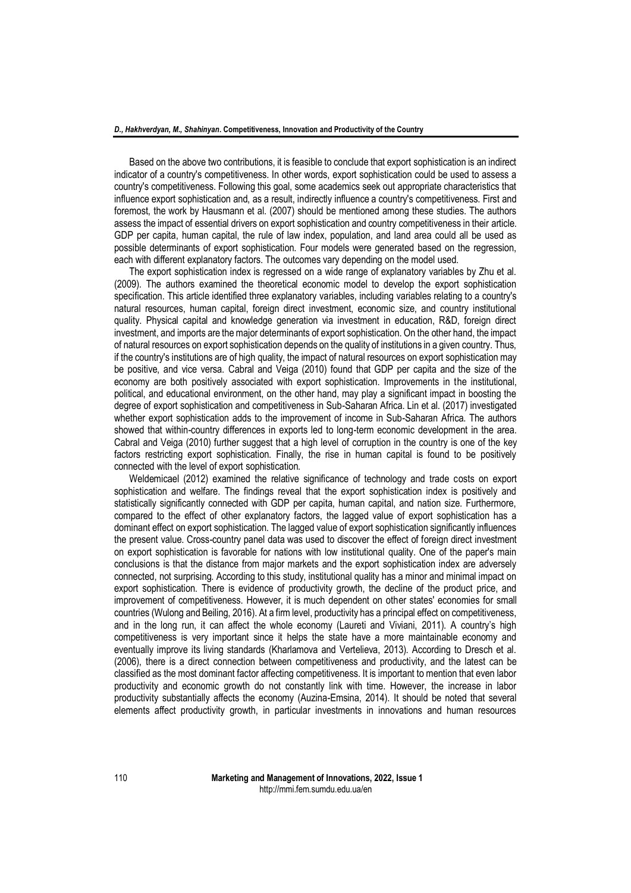Based on the above two contributions, it is feasible to conclude that export sophistication is an indirect indicator of a country's competitiveness. In other words, export sophistication could be used to assess a country's competitiveness. Following this goal, some academics seek out appropriate characteristics that influence export sophistication and, as a result, indirectly influence a country's competitiveness. First and foremost, the work by Hausmann et al. (2007) should be mentioned among these studies. The authors assess the impact of essential drivers on export sophistication and country competitiveness in their article. GDP per capita, human capital, the rule of law index, population, and land area could all be used as possible determinants of export sophistication. Four models were generated based on the regression, each with different explanatory factors. The outcomes vary depending on the model used.

The export sophistication index is regressed on a wide range of explanatory variables by Zhu et al. (2009). The authors examined the theoretical economic model to develop the export sophistication specification. This article identified three explanatory variables, including variables relating to a country's natural resources, human capital, foreign direct investment, economic size, and country institutional quality. Physical capital and knowledge generation via investment in education, R&D, foreign direct investment, and imports are the major determinants of export sophistication. On the other hand, the impact of natural resources on export sophistication depends on the quality of institutions in a given country. Thus, if the country's institutions are of high quality, the impact of natural resources on export sophistication may be positive, and vice versa. Cabral and Veiga (2010) found that GDP per capita and the size of the economy are both positively associated with export sophistication. Improvements in the institutional, political, and educational environment, on the other hand, may play a significant impact in boosting the degree of export sophistication and competitiveness in Sub-Saharan Africa. Lin et al. (2017) investigated whether export sophistication adds to the improvement of income in Sub-Saharan Africa. The authors showed that within-country differences in exports led to long-term economic development in the area. Cabral and Veiga (2010) further suggest that a high level of corruption in the country is one of the key factors restricting export sophistication. Finally, the rise in human capital is found to be positively connected with the level of export sophistication.

Weldemicael (2012) examined the relative significance of technology and trade costs on export sophistication and welfare. The findings reveal that the export sophistication index is positively and statistically significantly connected with GDP per capita, human capital, and nation size. Furthermore, compared to the effect of other explanatory factors, the lagged value of export sophistication has a dominant effect on export sophistication. The lagged value of export sophistication significantly influences the present value. Cross-country panel data was used to discover the effect of foreign direct investment on export sophistication is favorable for nations with low institutional quality. One of the paper's main conclusions is that the distance from major markets and the export sophistication index are adversely connected, not surprising. According to this study, institutional quality has a minor and minimal impact on export sophistication. There is evidence of productivity growth, the decline of the product price, and improvement of competitiveness. However, it is much dependent on other states' economies for small countries (Wulong and Beiling, 2016). At a firm level, productivity has a principal effect on competitiveness, and in the long run, it can affect the whole economy (Laureti and Viviani, 2011). A country's high competitiveness is very important since it helps the state have a more maintainable economy and eventually improve its living standards (Kharlamova and Vertelieva, 2013). According to Dresch et al. (2006), there is a direct connection between competitiveness and productivity, and the latest can be classified as the most dominant factor affecting competitiveness. It is important to mention that even labor productivity and economic growth do not constantly link with time. However, the increase in labor productivity substantially affects the economy (Auzina-Emsina, 2014). It should be noted that several elements affect productivity growth, in particular investments in innovations and human resources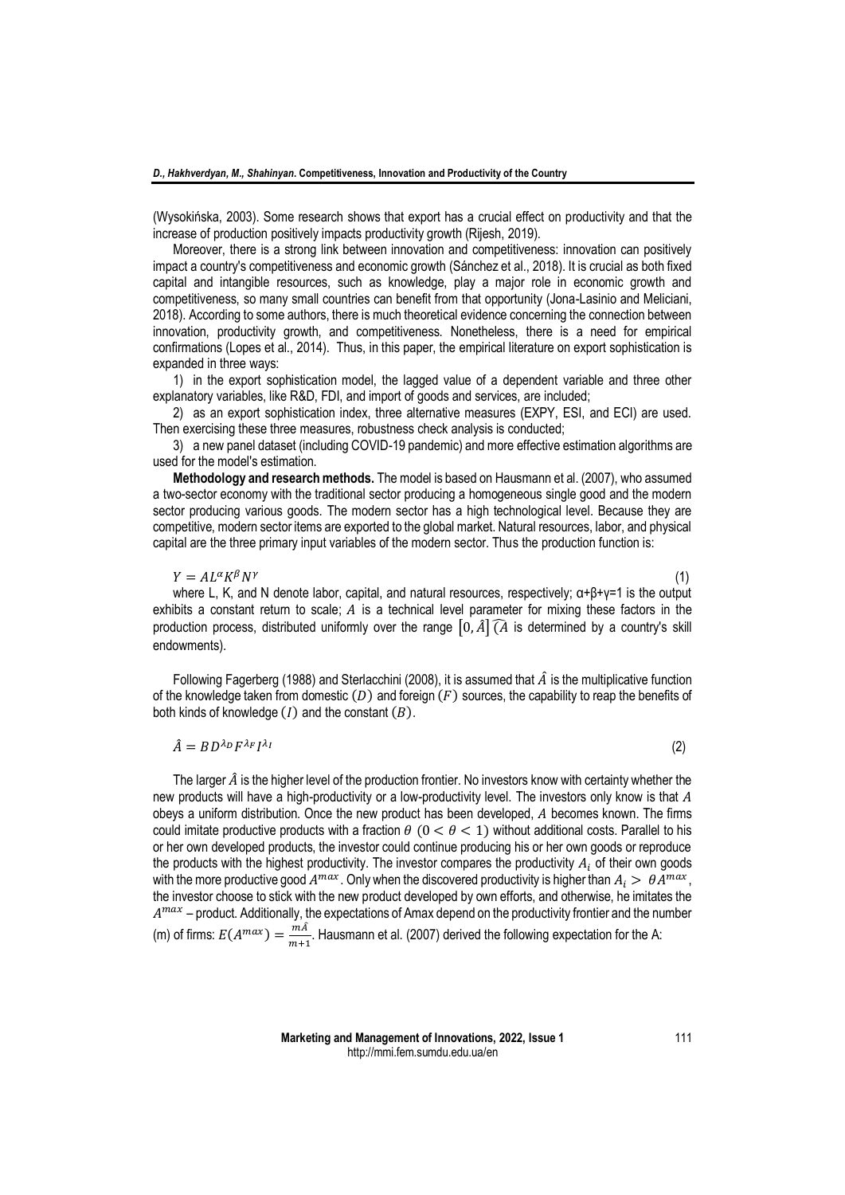(Wysokińska, 2003). Some research shows that export has a crucial effect on productivity and that the increase of production positively impacts productivity growth (Rijesh, 2019).

Moreover, there is a strong link between innovation and competitiveness: innovation can positively impact a country's competitiveness and economic growth (Sánchez et al., 2018). It is crucial as both fixed capital and intangible resources, such as knowledge, play a major role in economic growth and competitiveness, so many small countries can benefit from that opportunity (Jona-Lasinio and Meliciani, 2018). According to some authors, there is much theoretical evidence concerning the connection between innovation, productivity growth, and competitiveness. Nonetheless, there is a need for empirical confirmations (Lopes et al., 2014). Thus, in this paper, the empirical literature on export sophistication is expanded in three ways:

1) in the export sophistication model, the lagged value of a dependent variable and three other explanatory variables, like R&D, FDI, and import of goods and services, are included;

2) as an export sophistication index, three alternative measures (EXPY, ESI, and ECI) are used. Then exercising these three measures, robustness check analysis is conducted;

3) a new panel dataset (including COVID-19 pandemic) and more effective estimation algorithms are used for the model's estimation.

**Methodology and research methods.** The model is based on Hausmann et al. (2007), who assumed a two-sector economy with the traditional sector producing a homogeneous single good and the modern sector producing various goods. The modern sector has a high technological level. Because they are competitive, modern sector items are exported to the global market. Natural resources, labor, and physical capital are the three primary input variables of the modern sector. Thus the production function is:

$$Y = AL^{\alpha}K^{\beta}N^{\gamma} \tag{1}$$

where L, K, and N denote labor, capital, and natural resources, respectively; α+β+γ=1 is the output exhibits a constant return to scale; $A$ is a technical level parameter for mixing these factors in the production process, distributed uniformly over the range $[0, \hat{A}]$ ($\hat{A}$ is determined by a country's skill endowments).

Following Fagerberg (1988) and Sterlacchini (2008), it is assumed that $\hat{A}$ is the multiplicative function of the knowledge taken from domestic $(D)$ and foreign $(F)$ sources, the capability to reap the benefits of both kinds of knowledge $(I)$ and the constant $(B)$.

$$\hat{A} = BD^{\lambda_D}F^{\lambda_F}I^{\lambda_I} \tag{2}$$

The larger $\hat{A}$ is the higher level of the production frontier. No investors know with certainty whether the new products will have a high-productivity or a low-productivity level. The investors only know is that $A$ obeys a uniform distribution. Once the new product has been developed, $A$ becomes known. The firms could imitate productive products with a fraction $\theta$ $(0 < \theta < 1)$ without additional costs. Parallel to his or her own developed products, the investor could continue producing his or her own goods or reproduce the products with the highest productivity. The investor compares the productivity $A_i$ of their own goods with the more productive good $A^{max}$. Only when the discovered productivity is higher than $A_i > \theta A^{max}$, the investor choose to stick with the new product developed by own efforts, and otherwise, he imitates the $A^{max}$ – product. Additionally, the expectations of Amax depend on the productivity frontier and the number (m) of firms: $E(A^{max}) = \frac{m\hat{A}}{m+1}$. Hausmann et al. (2007) derived the following expectation for the A: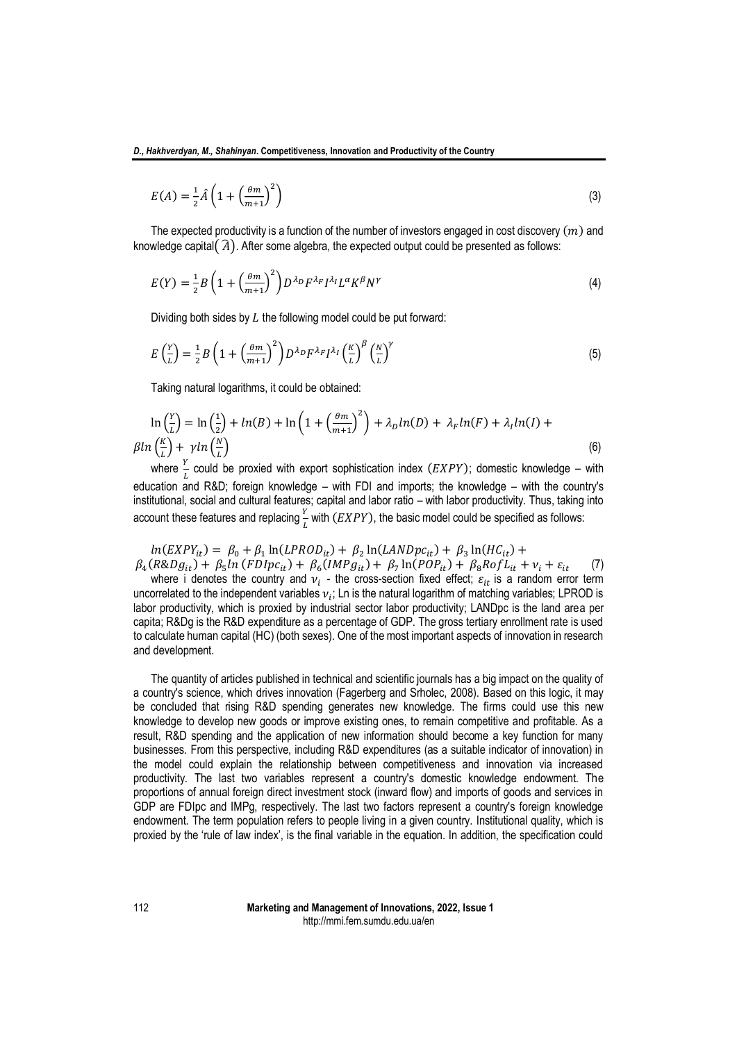$$E(A) = \frac{1}{2}\hat{A}\left(1 + \left(\frac{\theta m}{m+1}\right)^2\right) \tag{3}$$

The expected productivity is a function of the number of investors engaged in cost discovery $(m)$ and knowledge capital$(\hat{A})$. After some algebra, the expected output could be presented as follows:

$$E(Y) = \frac{1}{2}B\left(1 + \left(\frac{\theta m}{m+1}\right)^2\right)D^{\lambda_D}F^{\lambda_F}I^{\lambda_I}L^{\alpha}K^{\beta}N^{\gamma} \tag{4}$$

Dividing both sides by $L$ the following model could be put forward:

$$E\left(\frac{Y}{L}\right) = \frac{1}{2}B\left(1 + \left(\frac{\theta m}{m+1}\right)^2\right)D^{\lambda_D}F^{\lambda_F}I^{\lambda_I}\left(\frac{K}{L}\right)^{\beta}\left(\frac{N}{L}\right)^{\gamma} \tag{5}$$

Taking natural logarithms, it could be obtained:

$$\ln\left(\frac{Y}{L}\right) = \ln\left(\frac{1}{2}\right) + ln(B) + \ln\left(1 + \left(\frac{\theta m}{m+1}\right)^2\right) + \lambda_D ln(D) + \lambda_F ln(F) + \lambda_I ln(I) + \beta ln\left(\frac{K}{L}\right) + \gamma ln\left(\frac{N}{L}\right) \tag{6}$$

where $\frac{Y}{L}$ could be proxied with export sophistication index $(EXPY)$; domestic knowledge – with education and R&D; foreign knowledge – with FDI and imports; the knowledge – with the country's institutional, social and cultural features; capital and labor ratio – with labor productivity. Thus, taking into account these features and replacing $\frac{Y}{L}$ with $(EXPY)$, the basic model could be specified as follows:

$$ln(EXPY_{it}) = \beta_0 + \beta_1 \ln(LPROD_{it}) + \beta_2 \ln(LANDpc_{it}) + \beta_3 \ln(HC_{it}) + \beta_4(R\&Dg_{it}) + \beta_5 ln\,(FDIpc_{it}) + \beta_6(IMPg_{it}) + \beta_7 \ln(POP_{it}) + \beta_8 RofL_{it} + \nu_i + \varepsilon_{it} \tag{7}$$

where i denotes the country and $\nu_i$ - the cross-section fixed effect; $\varepsilon_{it}$ is a random error term uncorrelated to the independent variables $\nu_i$; Ln is the natural logarithm of matching variables; LPROD is labor productivity, which is proxied by industrial sector labor productivity; LANDpc is the land area per capita; R&Dg is the R&D expenditure as a percentage of GDP. The gross tertiary enrollment rate is used to calculate human capital (HC) (both sexes). One of the most important aspects of innovation in research and development.

The quantity of articles published in technical and scientific journals has a big impact on the quality of a country's science, which drives innovation (Fagerberg and Srholec, 2008). Based on this logic, it may be concluded that rising R&D spending generates new knowledge. The firms could use this new knowledge to develop new goods or improve existing ones, to remain competitive and profitable. As a result, R&D spending and the application of new information should become a key function for many businesses. From this perspective, including R&D expenditures (as a suitable indicator of innovation) in the model could explain the relationship between competitiveness and innovation via increased productivity. The last two variables represent a country's domestic knowledge endowment. The proportions of annual foreign direct investment stock (inward flow) and imports of goods and services in GDP are FDIpc and IMPg, respectively. The last two factors represent a country's foreign knowledge endowment. The term population refers to people living in a given country. Institutional quality, which is proxied by the 'rule of law index', is the final variable in the equation. In addition, the specification could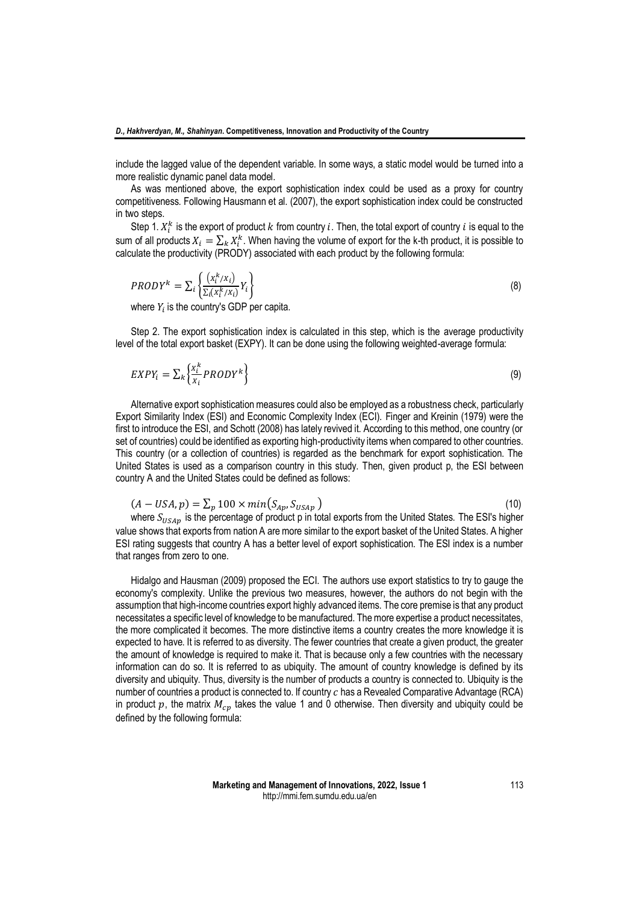include the lagged value of the dependent variable. In some ways, a static model would be turned into a more realistic dynamic panel data model.

As was mentioned above, the export sophistication index could be used as a proxy for country competitiveness. Following Hausmann et al. (2007), the export sophistication index could be constructed in two steps.

Step 1. $X_i^k$ is the export of product $k$ from country $i$. Then, the total export of country $i$ is equal to the sum of all products $X_i = \sum_k X_i^k$. When having the volume of export for the k-th product, it is possible to calculate the productivity (PRODY) associated with each product by the following formula:

$$PRODY^k = \sum_i \left\{ \frac{\left(x_i^k/x_i\right)}{\sum_i\left(x_i^k/x_i\right)} Y_i \right\} \tag{8}$$

where $Y_i$ is the country's GDP per capita.

Step 2. The export sophistication index is calculated in this step, which is the average productivity level of the total export basket (EXPY). It can be done using the following weighted-average formula:

$$EXPY_i = \sum_k \left\{ \frac{x_i^k}{x_i} PRODY^k \right\} \tag{9}$$

Alternative export sophistication measures could also be employed as a robustness check, particularly Export Similarity Index (ESI) and Economic Complexity Index (ECI). Finger and Kreinin (1979) were the first to introduce the ESI, and Schott (2008) has lately revived it. According to this method, one country (or set of countries) could be identified as exporting high-productivity items when compared to other countries. This country (or a collection of countries) is regarded as the benchmark for export sophistication. The United States is used as a comparison country in this study. Then, given product p, the ESI between country A and the United States could be defined as follows:

$$(A - USA, p) = \sum_p 100 \times min\left(S_{Ap}, S_{USAp}\right) \tag{10}$$

where $S_{USAp}$ is the percentage of product p in total exports from the United States. The ESI's higher value shows that exports from nation A are more similar to the export basket of the United States. A higher ESI rating suggests that country A has a better level of export sophistication. The ESI index is a number that ranges from zero to one.

Hidalgo and Hausman (2009) proposed the ECI. The authors use export statistics to try to gauge the economy's complexity. Unlike the previous two measures, however, the authors do not begin with the assumption that high-income countries export highly advanced items. The core premise is that any product necessitates a specific level of knowledge to be manufactured. The more expertise a product necessitates, the more complicated it becomes. The more distinctive items a country creates the more knowledge it is expected to have. It is referred to as diversity. The fewer countries that create a given product, the greater the amount of knowledge is required to make it. That is because only a few countries with the necessary information can do so. It is referred to as ubiquity. The amount of country knowledge is defined by its diversity and ubiquity. Thus, diversity is the number of products a country is connected to. Ubiquity is the number of countries a product is connected to. If country $c$ has a Revealed Comparative Advantage (RCA) in product $p$, the matrix $M_{cp}$ takes the value 1 and 0 otherwise. Then diversity and ubiquity could be defined by the following formula: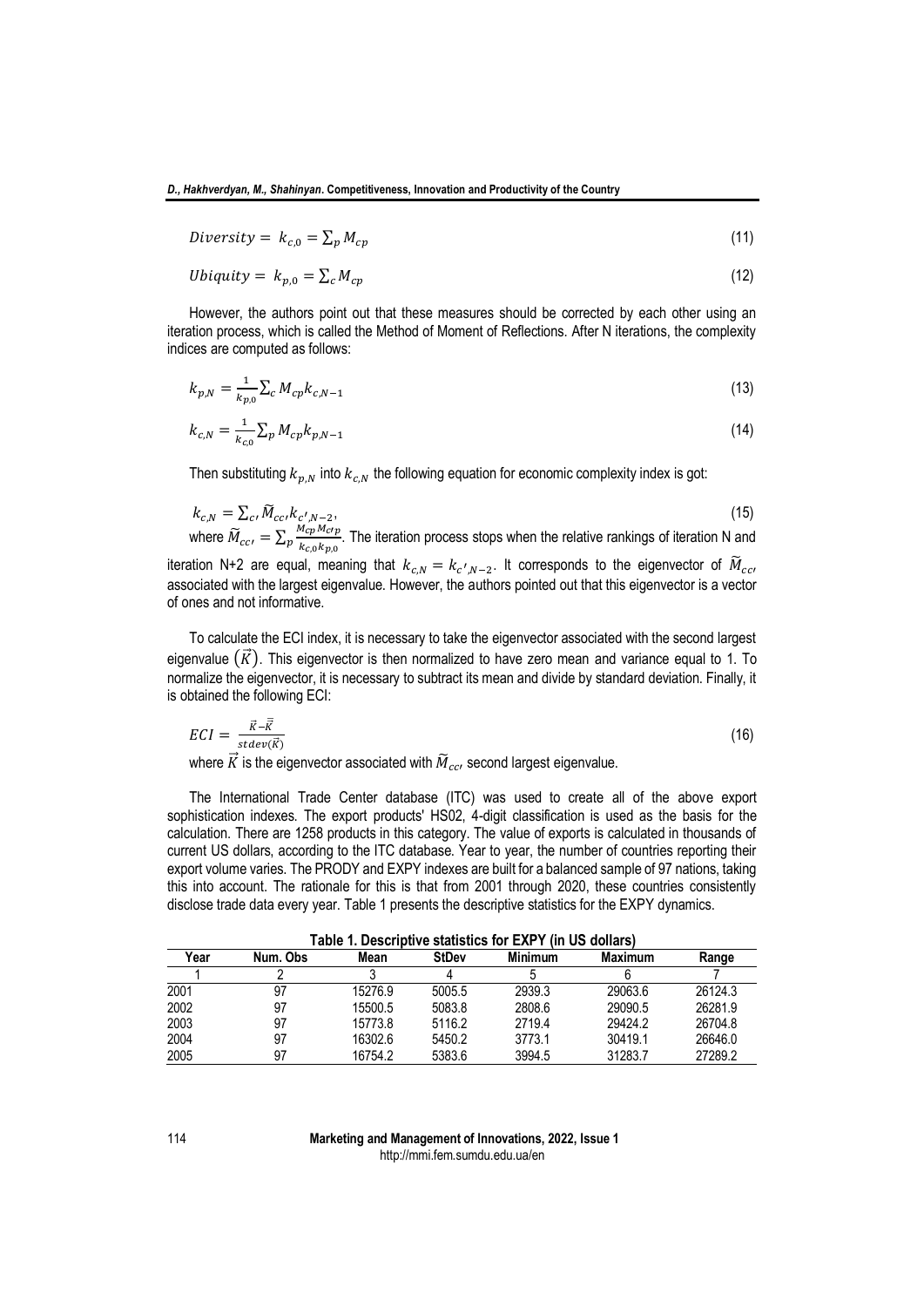$$Diversity = k_{c,0} = \sum_p M_{cp} \tag{11}$$

$$Ubiquity = k_{p,0} = \sum_c M_{cp} \tag{12}$$

However, the authors point out that these measures should be corrected by each other using an iteration process, which is called the Method of Moment of Reflections. After N iterations, the complexity indices are computed as follows:

$$k_{p,N} = \frac{1}{k_{p,0}} \sum_c M_{cp} k_{c,N-1} \tag{13}$$

$$k_{c,N} = \frac{1}{k_{c,0}} \sum_p M_{cp} k_{p,N-1} \tag{14}$$

Then substituting $k_{p,N}$ into $k_{c,N}$ the following equation for economic complexity index is got:

$$k_{c,N} = \sum_{c'} \widetilde{M}_{cc'} k_{c',N-2}, \tag{15}$$

where $\widetilde{M}_{cc'} = \sum_p \frac{M_{cp} M_{c'p}}{k_{c,0} k_{p,0}}$. The iteration process stops when the relative rankings of iteration N and iteration N+2 are equal, meaning that $k_{c,N} = k_{c',N-2}$. It corresponds to the eigenvector of $\widetilde{M}_{cc'}$ associated with the largest eigenvalue. However, the authors pointed out that this eigenvector is a vector of ones and not informative.

To calculate the ECI index, it is necessary to take the eigenvector associated with the second largest eigenvalue $(\vec{K})$. This eigenvector is then normalized to have zero mean and variance equal to 1. To normalize the eigenvector, it is necessary to subtract its mean and divide by standard deviation. Finally, it is obtained the following ECI:

$$ECI = \frac{\vec{K} - \bar{\vec{K}}}{stdev(\vec{K})} \tag{16}$$

where $\vec{K}$ is the eigenvector associated with $\widetilde{M}_{cc'}$ second largest eigenvalue.

The International Trade Center database (ITC) was used to create all of the above export sophistication indexes. The export products' HS02, 4-digit classification is used as the basis for the calculation. There are 1258 products in this category. The value of exports is calculated in thousands of current US dollars, according to the ITC database. Year to year, the number of countries reporting their export volume varies. The PRODY and EXPY indexes are built for a balanced sample of 97 nations, taking this into account. The rationale for this is that from 2001 through 2020, these countries consistently disclose trade data every year. Table 1 presents the descriptive statistics for the EXPY dynamics.

**Table 1. Descriptive statistics for EXPY (in US dollars)**

| Year | Num. Obs | Mean | StDev | Minimum | Maximum | Range |
|---|---|---|---|---|---|---|
| 1 | 2 | 3 | 4 | 5 | 6 | 7 |
| 2001 | 97 | 15276.9 | 5005.5 | 2939.3 | 29063.6 | 26124.3 |
| 2002 | 97 | 15500.5 | 5083.8 | 2808.6 | 29090.5 | 26281.9 |
| 2003 | 97 | 15773.8 | 5116.2 | 2719.4 | 29424.2 | 26704.8 |
| 2004 | 97 | 16302.6 | 5450.2 | 3773.1 | 30419.1 | 26646.0 |
| 2005 | 97 | 16754.2 | 5383.6 | 3994.5 | 31283.7 | 27289.2 |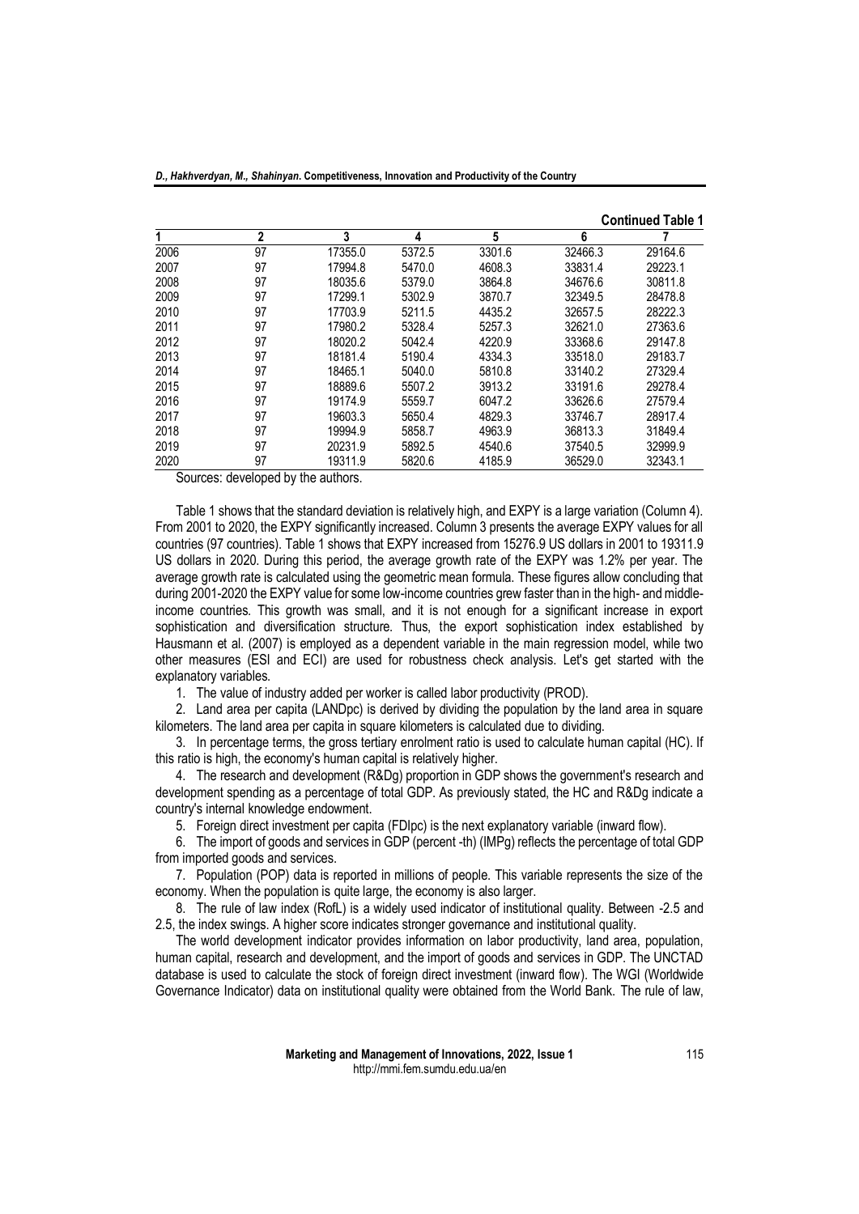**Continued Table 1**

| 1 | 2 | 3 | 4 | 5 | 6 | 7 |
|---|---|---|---|---|---|---|
| 2006 | 97 | 17355.0 | 5372.5 | 3301.6 | 32466.3 | 29164.6 |
| 2007 | 97 | 17994.8 | 5470.0 | 4608.3 | 33831.4 | 29223.1 |
| 2008 | 97 | 18035.6 | 5379.0 | 3864.8 | 34676.6 | 30811.8 |
| 2009 | 97 | 17299.1 | 5302.9 | 3870.7 | 32349.5 | 28478.8 |
| 2010 | 97 | 17703.9 | 5211.5 | 4435.2 | 32657.5 | 28222.3 |
| 2011 | 97 | 17980.2 | 5328.4 | 5257.3 | 32621.0 | 27363.6 |
| 2012 | 97 | 18020.2 | 5042.4 | 4220.9 | 33368.6 | 29147.8 |
| 2013 | 97 | 18181.4 | 5190.4 | 4334.3 | 33518.0 | 29183.7 |
| 2014 | 97 | 18465.1 | 5040.0 | 5810.8 | 33140.2 | 27329.4 |
| 2015 | 97 | 18889.6 | 5507.2 | 3913.2 | 33191.6 | 29278.4 |
| 2016 | 97 | 19174.9 | 5559.7 | 6047.2 | 33626.6 | 27579.4 |
| 2017 | 97 | 19603.3 | 5650.4 | 4829.3 | 33746.7 | 28917.4 |
| 2018 | 97 | 19994.9 | 5858.7 | 4963.9 | 36813.3 | 31849.4 |
| 2019 | 97 | 20231.9 | 5892.5 | 4540.6 | 37540.5 | 32999.9 |
| 2020 | 97 | 19311.9 | 5820.6 | 4185.9 | 36529.0 | 32343.1 |

Sources: developed by the authors.

Table 1 shows that the standard deviation is relatively high, and EXPY is a large variation (Column 4). From 2001 to 2020, the EXPY significantly increased. Column 3 presents the average EXPY values for all countries (97 countries). Table 1 shows that EXPY increased from 15276.9 US dollars in 2001 to 19311.9 US dollars in 2020. During this period, the average growth rate of the EXPY was 1.2% per year. The average growth rate is calculated using the geometric mean formula. These figures allow concluding that during 2001-2020 the EXPY value for some low-income countries grew faster than in the high- and middle-income countries. This growth was small, and it is not enough for a significant increase in export sophistication and diversification structure. Thus, the export sophistication index established by Hausmann et al. (2007) is employed as a dependent variable in the main regression model, while two other measures (ESI and ECI) are used for robustness check analysis. Let's get started with the explanatory variables.

1. The value of industry added per worker is called labor productivity (PROD).
2. Land area per capita (LANDpc) is derived by dividing the population by the land area in square kilometers. The land area per capita in square kilometers is calculated due to dividing.
3. In percentage terms, the gross tertiary enrolment ratio is used to calculate human capital (HC). If this ratio is high, the economy's human capital is relatively higher.
4. The research and development (R&Dg) proportion in GDP shows the government's research and development spending as a percentage of total GDP. As previously stated, the HC and R&Dg indicate a country's internal knowledge endowment.
5. Foreign direct investment per capita (FDIpc) is the next explanatory variable (inward flow).
6. The import of goods and services in GDP (percent -th) (IMPg) reflects the percentage of total GDP from imported goods and services.
7. Population (POP) data is reported in millions of people. This variable represents the size of the economy. When the population is quite large, the economy is also larger.
8. The rule of law index (RofL) is a widely used indicator of institutional quality. Between -2.5 and 2.5, the index swings. A higher score indicates stronger governance and institutional quality.

The world development indicator provides information on labor productivity, land area, population, human capital, research and development, and the import of goods and services in GDP. The UNCTAD database is used to calculate the stock of foreign direct investment (inward flow). The WGI (Worldwide Governance Indicator) data on institutional quality were obtained from the World Bank. The rule of law,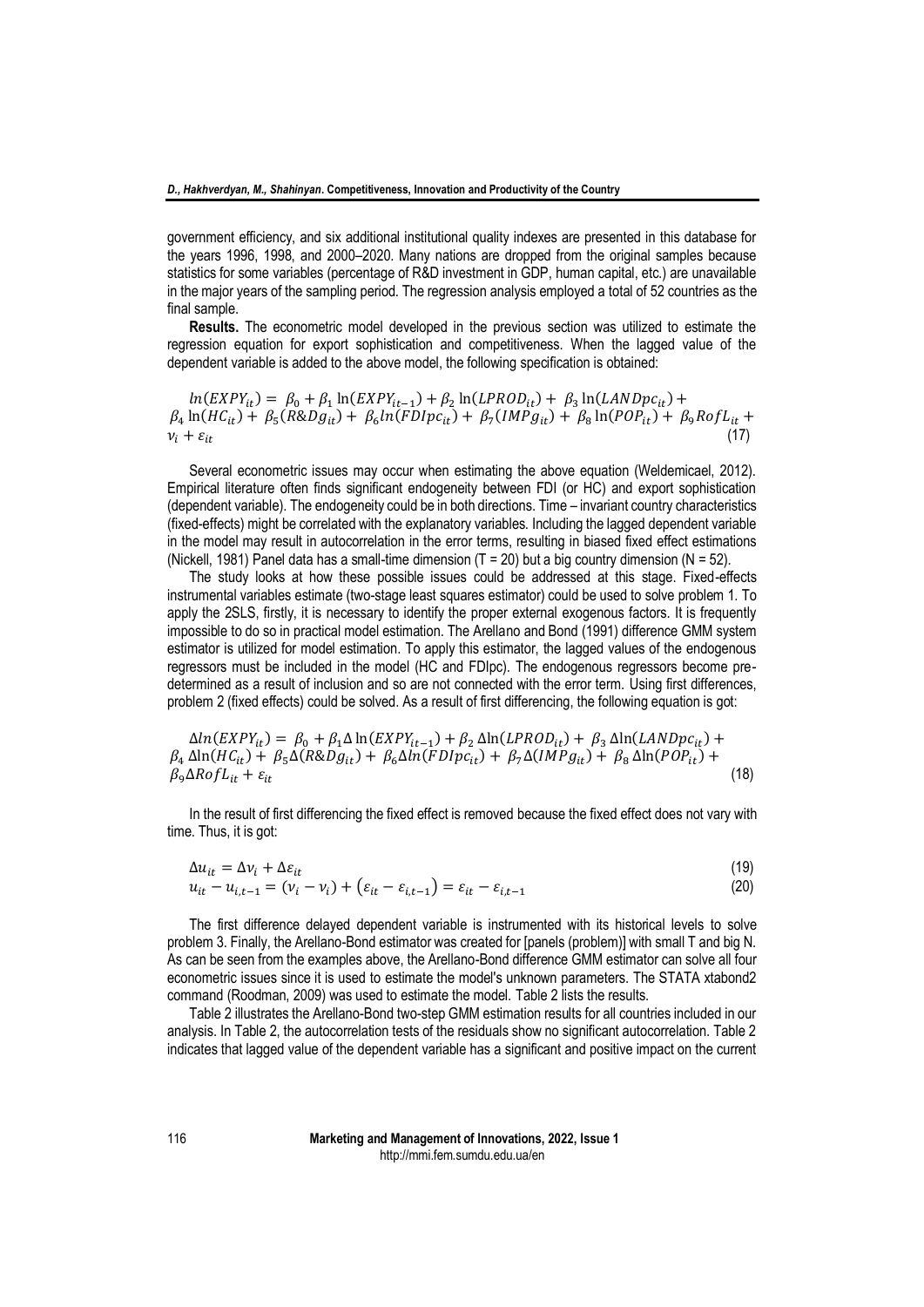government efficiency, and six additional institutional quality indexes are presented in this database for the years 1996, 1998, and 2000–2020. Many nations are dropped from the original samples because statistics for some variables (percentage of R&D investment in GDP, human capital, etc.) are unavailable in the major years of the sampling period. The regression analysis employed a total of 52 countries as the final sample.

**Results.** The econometric model developed in the previous section was utilized to estimate the regression equation for export sophistication and competitiveness. When the lagged value of the dependent variable is added to the above model, the following specification is obtained:

$$ln(EXPY_{it}) = \beta_0 + \beta_1 \ln(EXPY_{it-1}) + \beta_2 \ln(LPROD_{it}) + \beta_3 \ln(LANDpc_{it}) + \beta_4 \ln(HC_{it}) + \beta_5(R\&Dg_{it}) + \beta_6 ln(FDIpc_{it}) + \beta_7(IMPg_{it}) + \beta_8 \ln(POP_{it}) + \beta_9 RofL_{it} + v_i + \varepsilon_{it} \quad (17)$$

Several econometric issues may occur when estimating the above equation (Weldemicael, 2012). Empirical literature often finds significant endogeneity between FDI (or HC) and export sophistication (dependent variable). The endogeneity could be in both directions. Time – invariant country characteristics (fixed-effects) might be correlated with the explanatory variables. Including the lagged dependent variable in the model may result in autocorrelation in the error terms, resulting in biased fixed effect estimations (Nickell, 1981) Panel data has a small-time dimension (T = 20) but a big country dimension (N = 52).

The study looks at how these possible issues could be addressed at this stage. Fixed-effects instrumental variables estimate (two-stage least squares estimator) could be used to solve problem 1. To apply the 2SLS, firstly, it is necessary to identify the proper external exogenous factors. It is frequently impossible to do so in practical model estimation. The Arellano and Bond (1991) difference GMM system estimator is utilized for model estimation. To apply this estimator, the lagged values of the endogenous regressors must be included in the model (HC and FDIpc). The endogenous regressors become pre-determined as a result of inclusion and so are not connected with the error term. Using first differences, problem 2 (fixed effects) could be solved. As a result of first differencing, the following equation is got:

$$\Delta ln(EXPY_{it}) = \beta_0 + \beta_1 \Delta \ln(EXPY_{it-1}) + \beta_2 \Delta\ln(LPROD_{it}) + \beta_3 \Delta\ln(LANDpc_{it}) + \beta_4 \Delta\ln(HC_{it}) + \beta_5 \Delta(R\&Dg_{it}) + \beta_6 \Delta ln(FDIpc_{it}) + \beta_7 \Delta(IMPg_{it}) + \beta_8 \Delta\ln(POP_{it}) + \beta_9 \Delta RofL_{it} + \varepsilon_{it} \quad (18)$$

In the result of first differencing the fixed effect is removed because the fixed effect does not vary with time. Thus, it is got:

$$\Delta u_{it} = \Delta v_i + \Delta\varepsilon_{it} \quad (19)$$

$$u_{it} - u_{i,t-1} = (v_i - v_i) + (\varepsilon_{it} - \varepsilon_{i,t-1}) = \varepsilon_{it} - \varepsilon_{i,t-1} \quad (20)$$

The first difference delayed dependent variable is instrumented with its historical levels to solve problem 3. Finally, the Arellano-Bond estimator was created for [panels (problem)] with small T and big N. As can be seen from the examples above, the Arellano-Bond difference GMM estimator can solve all four econometric issues since it is used to estimate the model's unknown parameters. The STATA xtabond2 command (Roodman, 2009) was used to estimate the model. Table 2 lists the results.

Table 2 illustrates the Arellano-Bond two-step GMM estimation results for all countries included in our analysis. In Table 2, the autocorrelation tests of the residuals show no significant autocorrelation. Table 2 indicates that lagged value of the dependent variable has a significant and positive impact on the current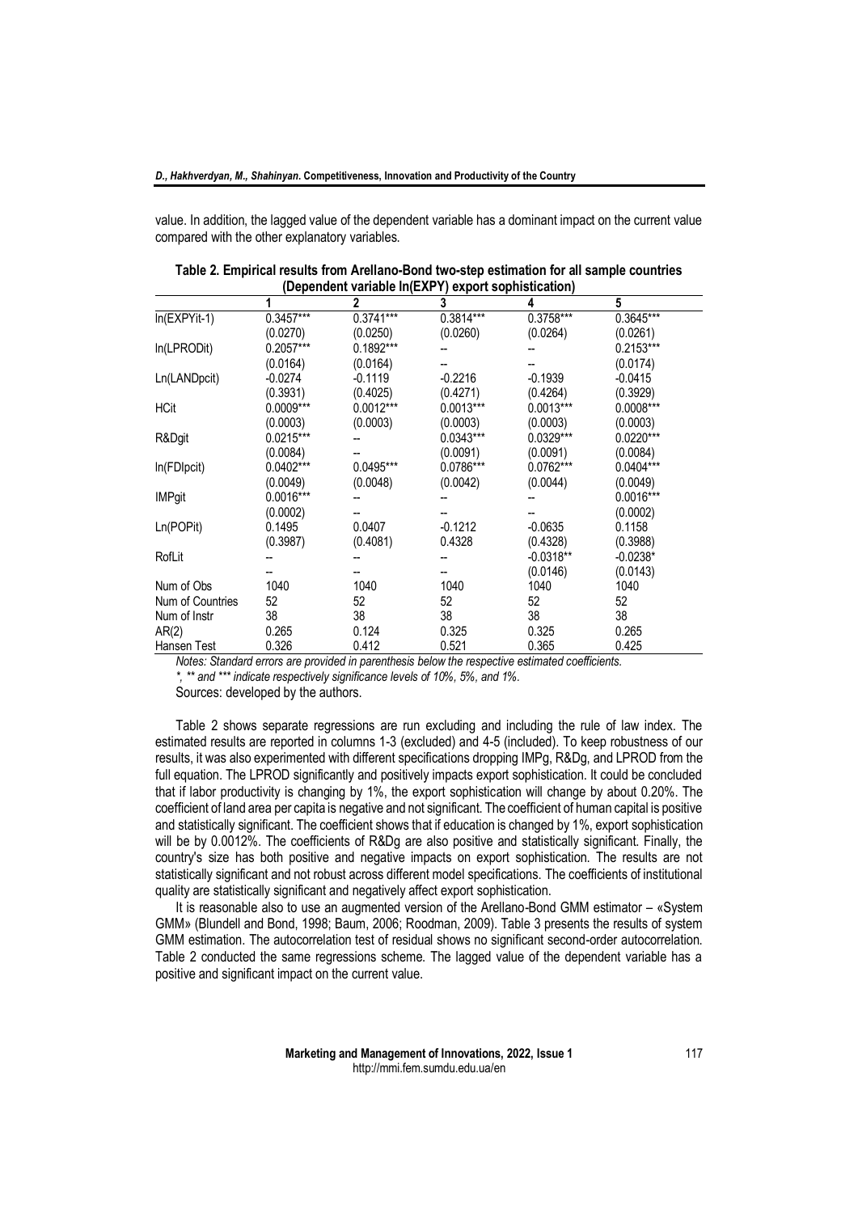value. In addition, the lagged value of the dependent variable has a dominant impact on the current value compared with the other explanatory variables.

**Table 2. Empirical results from Arellano-Bond two-step estimation for all sample countries (Dependent variable ln(EXPY) export sophistication)**

| | 1 | 2 | 3 | 4 | 5 |
|---|---|---|---|---|---|
| ln(EXPYit-1) | 0.3457*** | 0.3741*** | 0.3814*** | 0.3758*** | 0.3645*** |
| | (0.0270) | (0.0250) | (0.0260) | (0.0264) | (0.0261) |
| ln(LPRODit) | 0.2057*** | 0.1892*** | -- | -- | 0.2153*** |
| | (0.0164) | (0.0164) | -- | -- | (0.0174) |
| Ln(LANDpcit) | -0.0274 | -0.1119 | -0.2216 | -0.1939 | -0.0415 |
| | (0.3931) | (0.4025) | (0.4271) | (0.4264) | (0.3929) |
| HCit | 0.0009*** | 0.0012*** | 0.0013*** | 0.0013*** | 0.0008*** |
| | (0.0003) | (0.0003) | (0.0003) | (0.0003) | (0.0003) |
| R&Dgit | 0.0215*** | -- | 0.0343*** | 0.0329*** | 0.0220*** |
| | (0.0084) | -- | (0.0091) | (0.0091) | (0.0084) |
| ln(FDIpcit) | 0.0402*** | 0.0495*** | 0.0786*** | 0.0762*** | 0.0404*** |
| | (0.0049) | (0.0048) | (0.0042) | (0.0044) | (0.0049) |
| IMPgit | 0.0016*** | -- | -- | -- | 0.0016*** |
| | (0.0002) | -- | -- | -- | (0.0002) |
| Ln(POPit) | 0.1495 | 0.0407 | -0.1212 | -0.0635 | 0.1158 |
| | (0.3987) | (0.4081) | 0.4328 | (0.4328) | (0.3988) |
| RofLit | -- | -- | -- | -0.0318** | -0.0238* |
| | -- | -- | -- | (0.0146) | (0.0143) |
| Num of Obs | 1040 | 1040 | 1040 | 1040 | 1040 |
| Num of Countries | 52 | 52 | 52 | 52 | 52 |
| Num of Instr | 38 | 38 | 38 | 38 | 38 |
| AR(2) | 0.265 | 0.124 | 0.325 | 0.325 | 0.265 |
| Hansen Test | 0.326 | 0.412 | 0.521 | 0.365 | 0.425 |

*Notes: Standard errors are provided in parenthesis below the respective estimated coefficients.*

*\*, \*\* and \*\*\* indicate respectively significance levels of 10%, 5%, and 1%.*

Sources: developed by the authors.

Table 2 shows separate regressions are run excluding and including the rule of law index. The estimated results are reported in columns 1-3 (excluded) and 4-5 (included). To keep robustness of our results, it was also experimented with different specifications dropping IMPg, R&Dg, and LPROD from the full equation. The LPROD significantly and positively impacts export sophistication. It could be concluded that if labor productivity is changing by 1%, the export sophistication will change by about 0.20%. The coefficient of land area per capita is negative and not significant. The coefficient of human capital is positive and statistically significant. The coefficient shows that if education is changed by 1%, export sophistication will be by 0.0012%. The coefficients of R&Dg are also positive and statistically significant. Finally, the country's size has both positive and negative impacts on export sophistication. The results are not statistically significant and not robust across different model specifications. The coefficients of institutional quality are statistically significant and negatively affect export sophistication.

It is reasonable also to use an augmented version of the Arellano-Bond GMM estimator – «System GMM» (Blundell and Bond, 1998; Baum, 2006; Roodman, 2009). Table 3 presents the results of system GMM estimation. The autocorrelation test of residual shows no significant second-order autocorrelation. Table 2 conducted the same regressions scheme. The lagged value of the dependent variable has a positive and significant impact on the current value.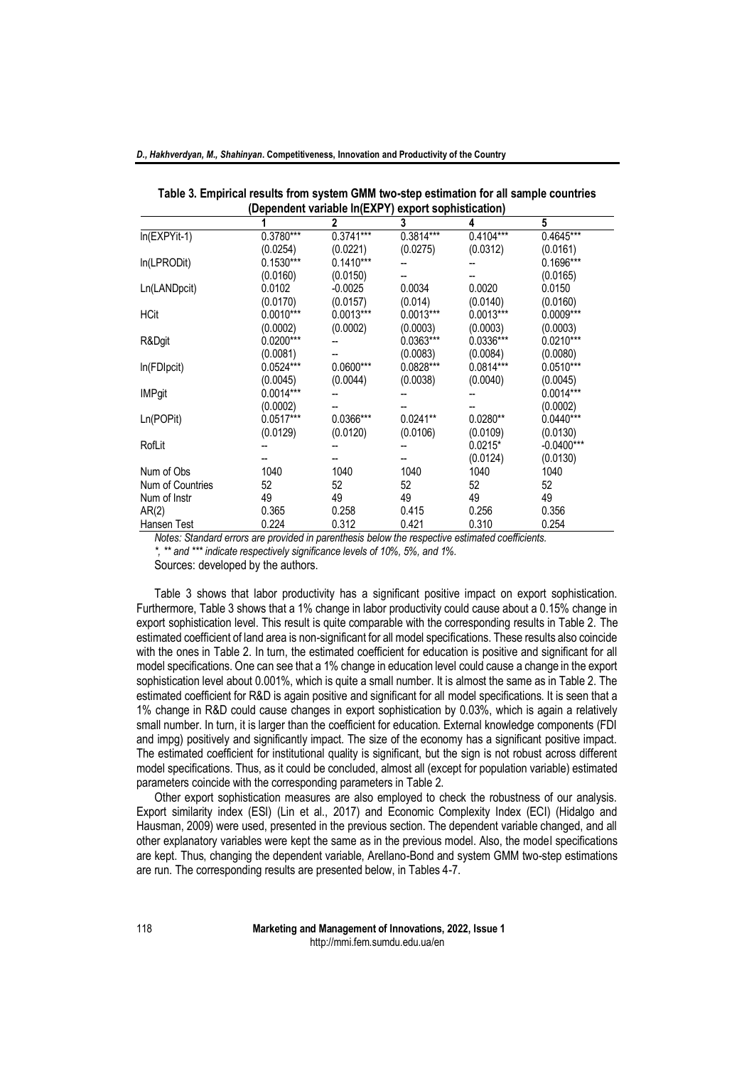**Table 3. Empirical results from system GMM two-step estimation for all sample countries (Dependent variable ln(EXPY) export sophistication)**

| | 1 | 2 | 3 | 4 | 5 |
|---|---|---|---|---|---|
| ln(EXPYit-1) | 0.3780*** | 0.3741*** | 0.3814*** | 0.4104*** | 0.4645*** |
| | (0.0254) | (0.0221) | (0.0275) | (0.0312) | (0.0161) |
| ln(LPRODit) | 0.1530*** | 0.1410*** | -- | -- | 0.1696*** |
| | (0.0160) | (0.0150) | -- | -- | (0.0165) |
| Ln(LANDpcit) | 0.0102 | -0.0025 | 0.0034 | 0.0020 | 0.0150 |
| | (0.0170) | (0.0157) | (0.014) | (0.0140) | (0.0160) |
| HCit | 0.0010*** | 0.0013*** | 0.0013*** | 0.0013*** | 0.0009*** |
| | (0.0002) | (0.0002) | (0.0003) | (0.0003) | (0.0003) |
| R&Dgit | 0.0200*** | -- | 0.0363*** | 0.0336*** | 0.0210*** |
| | (0.0081) | -- | (0.0083) | (0.0084) | (0.0080) |
| ln(FDIpcit) | 0.0524*** | 0.0600*** | 0.0828*** | 0.0814*** | 0.0510*** |
| | (0.0045) | (0.0044) | (0.0038) | (0.0040) | (0.0045) |
| IMPgit | 0.0014*** | -- | -- | -- | 0.0014*** |
| | (0.0002) | -- | -- | -- | (0.0002) |
| Ln(POPit) | 0.0517*** | 0.0366*** | 0.0241** | 0.0280** | 0.0440*** |
| | (0.0129) | (0.0120) | (0.0106) | (0.0109) | (0.0130) |
| RofLit | -- | -- | -- | 0.0215* | -0.0400*** |
| | -- | -- | -- | (0.0124) | (0.0130) |
| Num of Obs | 1040 | 1040 | 1040 | 1040 | 1040 |
| Num of Countries | 52 | 52 | 52 | 52 | 52 |
| Num of Instr | 49 | 49 | 49 | 49 | 49 |
| AR(2) | 0.365 | 0.258 | 0.415 | 0.256 | 0.356 |
| Hansen Test | 0.224 | 0.312 | 0.421 | 0.310 | 0.254 |

*Notes: Standard errors are provided in parenthesis below the respective estimated coefficients.*

*\*, \*\* and \*\*\* indicate respectively significance levels of 10%, 5%, and 1%.*

Sources: developed by the authors.

Table 3 shows that labor productivity has a significant positive impact on export sophistication. Furthermore, Table 3 shows that a 1% change in labor productivity could cause about a 0.15% change in export sophistication level. This result is quite comparable with the corresponding results in Table 2. The estimated coefficient of land area is non-significant for all model specifications. These results also coincide with the ones in Table 2. In turn, the estimated coefficient for education is positive and significant for all model specifications. One can see that a 1% change in education level could cause a change in the export sophistication level about 0.001%, which is quite a small number. It is almost the same as in Table 2. The estimated coefficient for R&D is again positive and significant for all model specifications. It is seen that a 1% change in R&D could cause changes in export sophistication by 0.03%, which is again a relatively small number. In turn, it is larger than the coefficient for education. External knowledge components (FDI and impg) positively and significantly impact. The size of the economy has a significant positive impact. The estimated coefficient for institutional quality is significant, but the sign is not robust across different model specifications. Thus, as it could be concluded, almost all (except for population variable) estimated parameters coincide with the corresponding parameters in Table 2.

Other export sophistication measures are also employed to check the robustness of our analysis. Export similarity index (ESI) (Lin et al., 2017) and Economic Complexity Index (ECI) (Hidalgo and Hausman, 2009) were used, presented in the previous section. The dependent variable changed, and all other explanatory variables were kept the same as in the previous model. Also, the model specifications are kept. Thus, changing the dependent variable, Arellano-Bond and system GMM two-step estimations are run. The corresponding results are presented below, in Tables 4-7.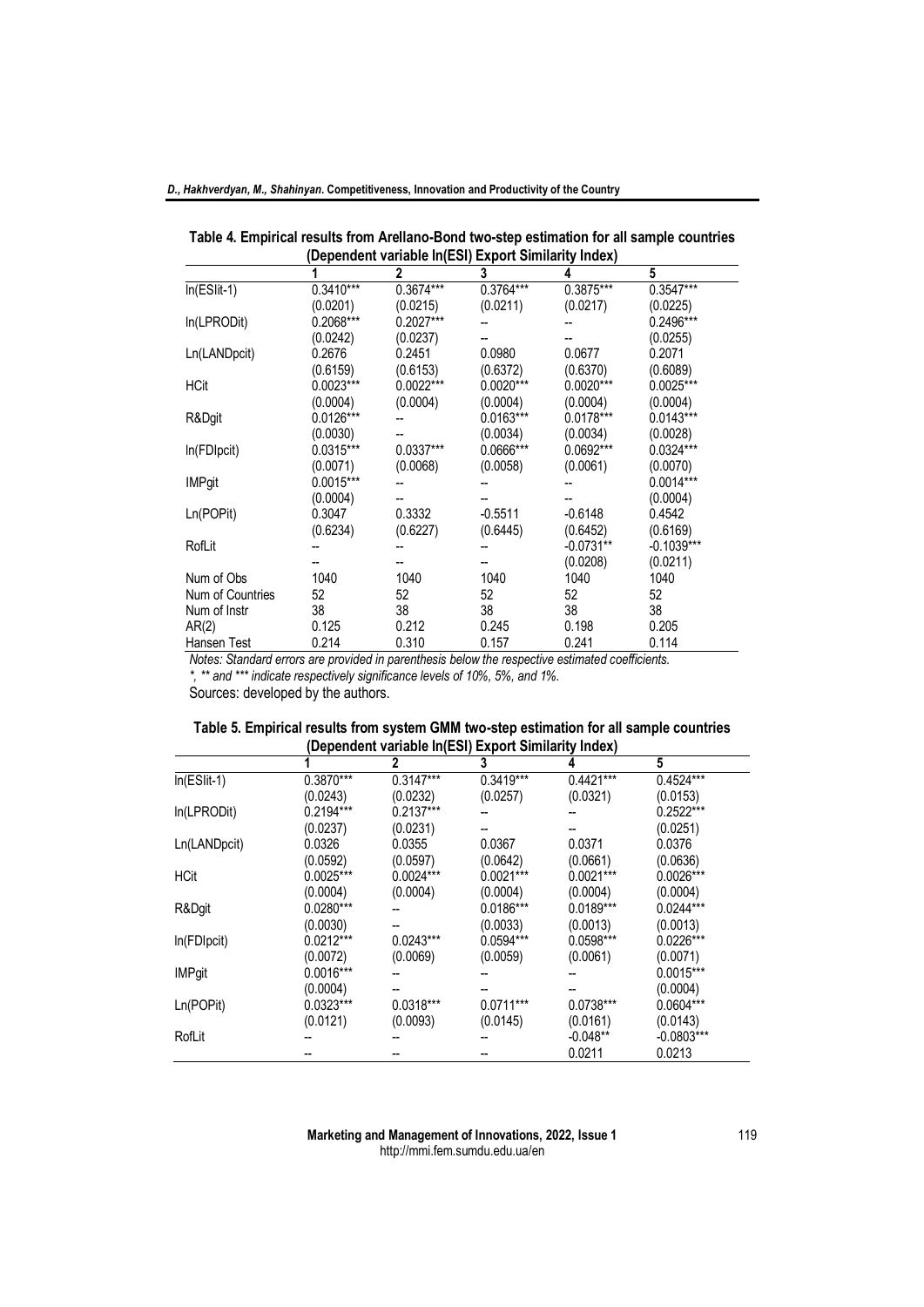**Table 4. Empirical results from Arellano-Bond two-step estimation for all sample countries (Dependent variable ln(ESI) Export Similarity Index)**

| | 1 | 2 | 3 | 4 | 5 |
|---|---|---|---|---|---|
| ln(ESIit-1) | 0.3410*** | 0.3674*** | 0.3764*** | 0.3875*** | 0.3547*** |
| | (0.0201) | (0.0215) | (0.0211) | (0.0217) | (0.0225) |
| ln(LPRODit) | 0.2068*** | 0.2027*** | -- | -- | 0.2496*** |
| | (0.0242) | (0.0237) | -- | -- | (0.0255) |
| Ln(LANDpcit) | 0.2676 | 0.2451 | 0.0980 | 0.0677 | 0.2071 |
| | (0.6159) | (0.6153) | (0.6372) | (0.6370) | (0.6089) |
| HCit | 0.0023*** | 0.0022*** | 0.0020*** | 0.0020*** | 0.0025*** |
| | (0.0004) | (0.0004) | (0.0004) | (0.0004) | (0.0004) |
| R&Dgit | 0.0126*** | -- | 0.0163*** | 0.0178*** | 0.0143*** |
| | (0.0030) | -- | (0.0034) | (0.0034) | (0.0028) |
| ln(FDIpcit) | 0.0315*** | 0.0337*** | 0.0666*** | 0.0692*** | 0.0324*** |
| | (0.0071) | (0.0068) | (0.0058) | (0.0061) | (0.0070) |
| IMPgit | 0.0015*** | -- | -- | -- | 0.0014*** |
| | (0.0004) | -- | -- | -- | (0.0004) |
| Ln(POPit) | 0.3047 | 0.3332 | -0.5511 | -0.6148 | 0.4542 |
| | (0.6234) | (0.6227) | (0.6445) | (0.6452) | (0.6169) |
| RofLit | -- | -- | -- | -0.0731** | -0.1039*** |
| | -- | -- | -- | (0.0208) | (0.0211) |
| Num of Obs | 1040 | 1040 | 1040 | 1040 | 1040 |
| Num of Countries | 52 | 52 | 52 | 52 | 52 |
| Num of Instr | 38 | 38 | 38 | 38 | 38 |
| AR(2) | 0.125 | 0.212 | 0.245 | 0.198 | 0.205 |
| Hansen Test | 0.214 | 0.310 | 0.157 | 0.241 | 0.114 |

*Notes: Standard errors are provided in parenthesis below the respective estimated coefficients.*
*\*, \*\* and \*\*\* indicate respectively significance levels of 10%, 5%, and 1%.*
Sources: developed by the authors.

**Table 5. Empirical results from system GMM two-step estimation for all sample countries (Dependent variable ln(ESI) Export Similarity Index)**

| | 1 | 2 | 3 | 4 | 5 |
|---|---|---|---|---|---|
| ln(ESIit-1) | 0.3870*** | 0.3147*** | 0.3419*** | 0.4421*** | 0.4524*** |
| | (0.0243) | (0.0232) | (0.0257) | (0.0321) | (0.0153) |
| ln(LPRODit) | 0.2194*** | 0.2137*** | -- | -- | 0.2522*** |
| | (0.0237) | (0.0231) | -- | -- | (0.0251) |
| Ln(LANDpcit) | 0.0326 | 0.0355 | 0.0367 | 0.0371 | 0.0376 |
| | (0.0592) | (0.0597) | (0.0642) | (0.0661) | (0.0636) |
| HCit | 0.0025*** | 0.0024*** | 0.0021*** | 0.0021*** | 0.0026*** |
| | (0.0004) | (0.0004) | (0.0004) | (0.0004) | (0.0004) |
| R&Dgit | 0.0280*** | -- | 0.0186*** | 0.0189*** | 0.0244*** |
| | (0.0030) | -- | (0.0033) | (0.0013) | (0.0013) |
| ln(FDIpcit) | 0.0212*** | 0.0243*** | 0.0594*** | 0.0598*** | 0.0226*** |
| | (0.0072) | (0.0069) | (0.0059) | (0.0061) | (0.0071) |
| IMPgit | 0.0016*** | -- | -- | -- | 0.0015*** |
| | (0.0004) | -- | -- | -- | (0.0004) |
| Ln(POPit) | 0.0323*** | 0.0318*** | 0.0711*** | 0.0738*** | 0.0604*** |
| | (0.0121) | (0.0093) | (0.0145) | (0.0161) | (0.0143) |
| RofLit | -- | -- | -- | -0.048** | -0.0803*** |
| | -- | -- | -- | 0.0211 | 0.0213 |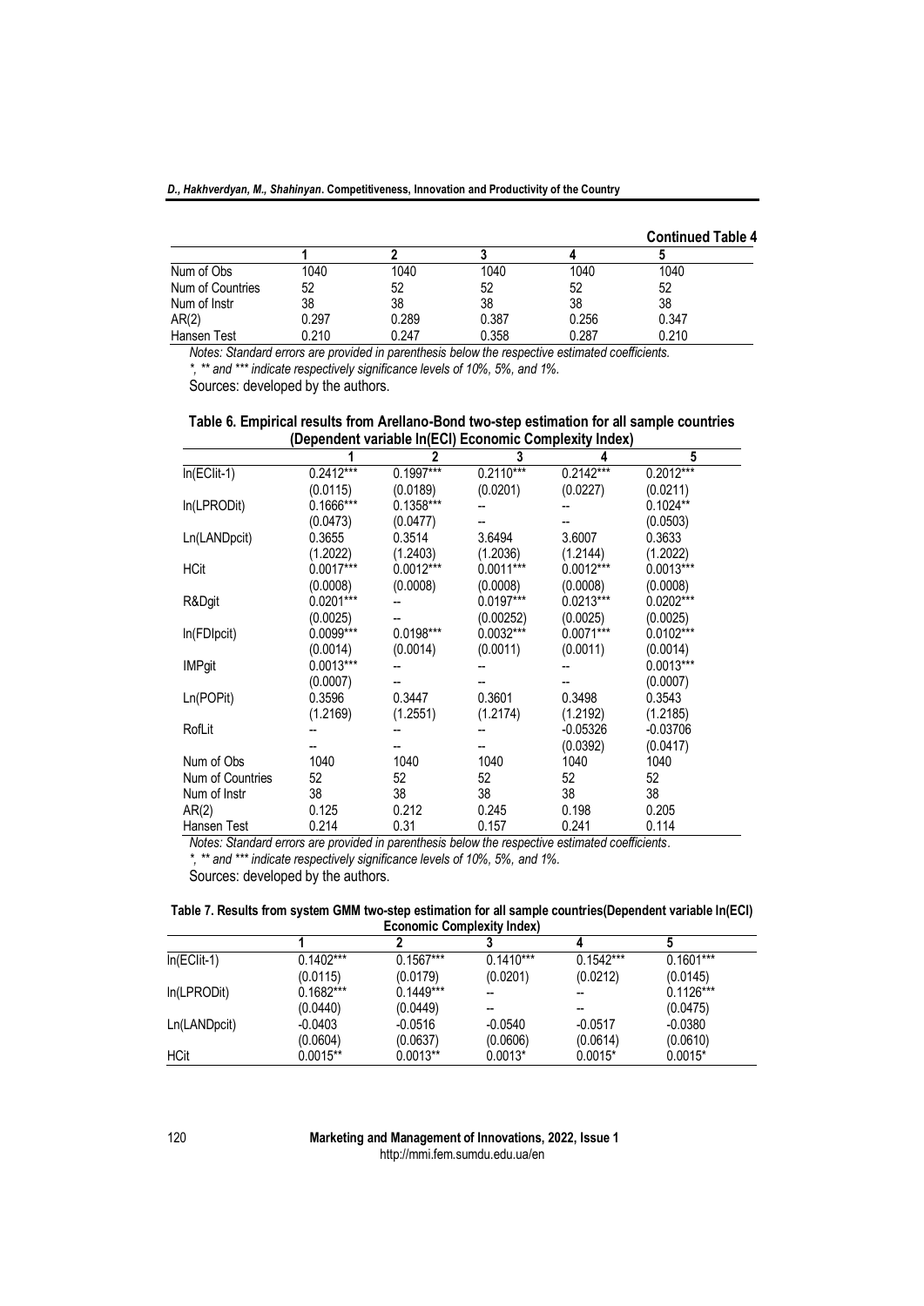**Continued Table 4**

|  | 1 | 2 | 3 | 4 | 5 |
|---|---|---|---|---|---|
| Num of Obs | 1040 | 1040 | 1040 | 1040 | 1040 |
| Num of Countries | 52 | 52 | 52 | 52 | 52 |
| Num of Instr | 38 | 38 | 38 | 38 | 38 |
| AR(2) | 0.297 | 0.289 | 0.387 | 0.256 | 0.347 |
| Hansen Test | 0.210 | 0.247 | 0.358 | 0.287 | 0.210 |

*Notes: Standard errors are provided in parenthesis below the respective estimated coefficients.*
*\*, \*\* and \*\*\* indicate respectively significance levels of 10%, 5%, and 1%.*
Sources: developed by the authors.

**Table 6. Empirical results from Arellano-Bond two-step estimation for all sample countries (Dependent variable ln(ECI) Economic Complexity Index)**

|  | 1 | 2 | 3 | 4 | 5 |
|---|---|---|---|---|---|
| ln(EClit-1) | 0.2412*** | 0.1997*** | 0.2110*** | 0.2142*** | 0.2012*** |
|  | (0.0115) | (0.0189) | (0.0201) | (0.0227) | (0.0211) |
| ln(LPRODit) | 0.1666*** | 0.1358*** | -- | -- | 0.1024** |
|  | (0.0473) | (0.0477) | -- | -- | (0.0503) |
| Ln(LANDpcit) | 0.3655 | 0.3514 | 3.6494 | 3.6007 | 0.3633 |
|  | (1.2022) | (1.2403) | (1.2036) | (1.2144) | (1.2022) |
| HCit | 0.0017*** | 0.0012*** | 0.0011*** | 0.0012*** | 0.0013*** |
|  | (0.0008) | (0.0008) | (0.0008) | (0.0008) | (0.0008) |
| R&Dgit | 0.0201*** | -- | 0.0197*** | 0.0213*** | 0.0202*** |
|  | (0.0025) | -- | (0.00252) | (0.0025) | (0.0025) |
| ln(FDIpcit) | 0.0099*** | 0.0198*** | 0.0032*** | 0.0071*** | 0.0102*** |
|  | (0.0014) | (0.0014) | (0.0011) | (0.0011) | (0.0014) |
| IMPgit | 0.0013*** | -- | -- | -- | 0.0013*** |
|  | (0.0007) | -- | -- | -- | (0.0007) |
| Ln(POPit) | 0.3596 | 0.3447 | 0.3601 | 0.3498 | 0.3543 |
|  | (1.2169) | (1.2551) | (1.2174) | (1.2192) | (1.2185) |
| RofLit | -- | -- | -- | -0.05326 | -0.03706 |
|  | -- | -- | -- | (0.0392) | (0.0417) |
| Num of Obs | 1040 | 1040 | 1040 | 1040 | 1040 |
| Num of Countries | 52 | 52 | 52 | 52 | 52 |
| Num of Instr | 38 | 38 | 38 | 38 | 38 |
| AR(2) | 0.125 | 0.212 | 0.245 | 0.198 | 0.205 |
| Hansen Test | 0.214 | 0.31 | 0.157 | 0.241 | 0.114 |

*Notes: Standard errors are provided in parenthesis below the respective estimated coefficients.*
*\*, \*\* and \*\*\* indicate respectively significance levels of 10%, 5%, and 1%.*
Sources: developed by the authors.

**Table 7. Results from system GMM two-step estimation for all sample countries(Dependent variable ln(ECI) Economic Complexity Index)**

|  | 1 | 2 | 3 | 4 | 5 |
|---|---|---|---|---|---|
| ln(EClit-1) | 0.1402*** | 0.1567*** | 0.1410*** | 0.1542*** | 0.1601*** |
|  | (0.0115) | (0.0179) | (0.0201) | (0.0212) | (0.0145) |
| ln(LPRODit) | 0.1682*** | 0.1449*** | -- | -- | 0.1126*** |
|  | (0.0440) | (0.0449) | -- | -- | (0.0475) |
| Ln(LANDpcit) | -0.0403 | -0.0516 | -0.0540 | -0.0517 | -0.0380 |
|  | (0.0604) | (0.0637) | (0.0606) | (0.0614) | (0.0610) |
| HCit | 0.0015** | 0.0013** | 0.0013* | 0.0015* | 0.0015* |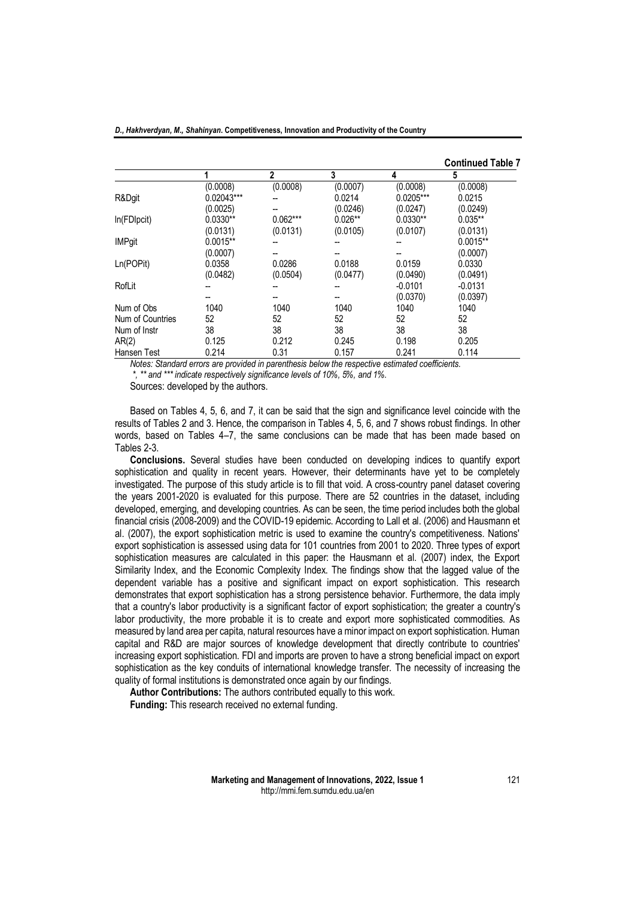**Continued Table 7**

| | 1 | 2 | 3 | 4 | 5 |
|---|---|---|---|---|---|
| | (0.0008) | (0.0008) | (0.0007) | (0.0008) | (0.0008) |
| R&Dgit | 0.02043*** | -- | 0.0214 | 0.0205*** | 0.0215 |
| | (0.0025) | -- | (0.0246) | (0.0247) | (0.0249) |
| ln(FDIpcit) | 0.0330** | 0.062*** | 0.026** | 0.0330** | 0.035** |
| | (0.0131) | (0.0131) | (0.0105) | (0.0107) | (0.0131) |
| IMPgit | 0.0015** | -- | -- | -- | 0.0015** |
| | (0.0007) | -- | -- | -- | (0.0007) |
| Ln(POPit) | 0.0358 | 0.0286 | 0.0188 | 0.0159 | 0.0330 |
| | (0.0482) | (0.0504) | (0.0477) | (0.0490) | (0.0491) |
| RofLit | -- | -- | -- | -0.0101 | -0.0131 |
| | -- | -- | -- | (0.0370) | (0.0397) |
| Num of Obs | 1040 | 1040 | 1040 | 1040 | 1040 |
| Num of Countries | 52 | 52 | 52 | 52 | 52 |
| Num of Instr | 38 | 38 | 38 | 38 | 38 |
| AR(2) | 0.125 | 0.212 | 0.245 | 0.198 | 0.205 |
| Hansen Test | 0.214 | 0.31 | 0.157 | 0.241 | 0.114 |

*Notes: Standard errors are provided in parenthesis below the respective estimated coefficients.*

*\*, \*\* and \*\*\* indicate respectively significance levels of 10%, 5%, and 1%.*

Sources: developed by the authors.

Based on Tables 4, 5, 6, and 7, it can be said that the sign and significance level coincide with the results of Tables 2 and 3. Hence, the comparison in Tables 4, 5, 6, and 7 shows robust findings. In other words, based on Tables 4–7, the same conclusions can be made that has been made based on Tables 2-3.

**Conclusions.** Several studies have been conducted on developing indices to quantify export sophistication and quality in recent years. However, their determinants have yet to be completely investigated. The purpose of this study article is to fill that void. A cross-country panel dataset covering the years 2001-2020 is evaluated for this purpose. There are 52 countries in the dataset, including developed, emerging, and developing countries. As can be seen, the time period includes both the global financial crisis (2008-2009) and the COVID-19 epidemic. According to Lall et al. (2006) and Hausmann et al. (2007), the export sophistication metric is used to examine the country's competitiveness. Nations' export sophistication is assessed using data for 101 countries from 2001 to 2020. Three types of export sophistication measures are calculated in this paper: the Hausmann et al. (2007) index, the Export Similarity Index, and the Economic Complexity Index. The findings show that the lagged value of the dependent variable has a positive and significant impact on export sophistication. This research demonstrates that export sophistication has a strong persistence behavior. Furthermore, the data imply that a country's labor productivity is a significant factor of export sophistication; the greater a country's labor productivity, the more probable it is to create and export more sophisticated commodities. As measured by land area per capita, natural resources have a minor impact on export sophistication. Human capital and R&D are major sources of knowledge development that directly contribute to countries' increasing export sophistication. FDI and imports are proven to have a strong beneficial impact on export sophistication as the key conduits of international knowledge transfer. The necessity of increasing the quality of formal institutions is demonstrated once again by our findings.

**Author Contributions:** The authors contributed equally to this work.

**Funding:** This research received no external funding.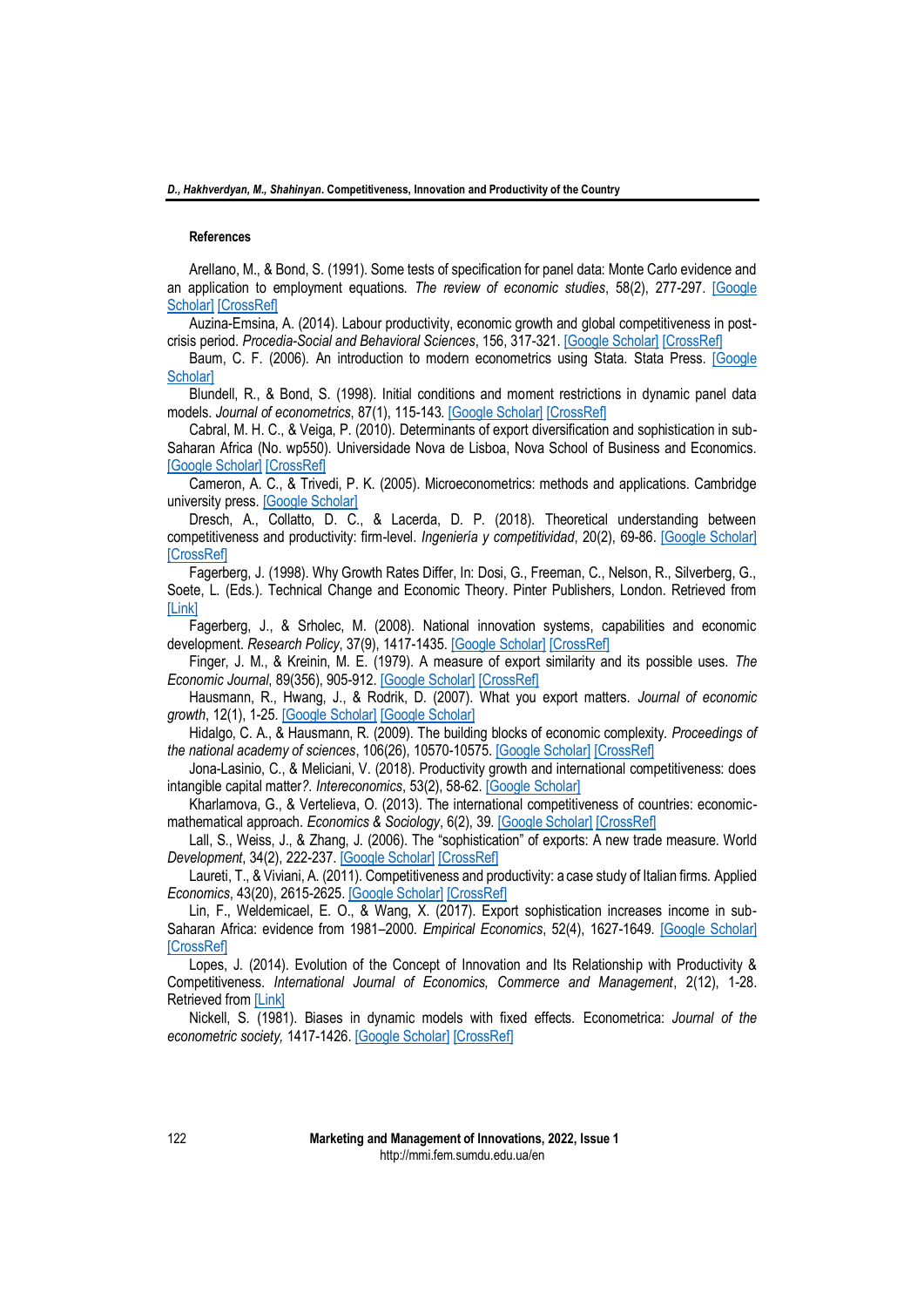### References

Arellano, M., & Bond, S. (1991). Some tests of specification for panel data: Monte Carlo evidence and an application to employment equations. *The review of economic studies*, 58(2), 277-297. [Google Scholar] [CrossRef]

Auzina-Emsina, A. (2014). Labour productivity, economic growth and global competitiveness in post-crisis period. *Procedia-Social and Behavioral Sciences*, 156, 317-321. [Google Scholar] [CrossRef]

Baum, C. F. (2006). An introduction to modern econometrics using Stata. Stata Press. [Google Scholar]

Blundell, R., & Bond, S. (1998). Initial conditions and moment restrictions in dynamic panel data models. *Journal of econometrics*, 87(1), 115-143. [Google Scholar] [CrossRef]

Cabral, M. H. C., & Veiga, P. (2010). Determinants of export diversification and sophistication in sub-Saharan Africa (No. wp550). Universidade Nova de Lisboa, Nova School of Business and Economics. [Google Scholar] [CrossRef]

Cameron, A. C., & Trivedi, P. K. (2005). Microeconometrics: methods and applications. Cambridge university press. [Google Scholar]

Dresch, A., Collatto, D. C., & Lacerda, D. P. (2018). Theoretical understanding between competitiveness and productivity: firm-level. *Ingeniería y competitividad*, 20(2), 69-86. [Google Scholar] [CrossRef]

Fagerberg, J. (1998). Why Growth Rates Differ, In: Dosi, G., Freeman, C., Nelson, R., Silverberg, G., Soete, L. (Eds.). Technical Change and Economic Theory. Pinter Publishers, London. Retrieved from [Link]

Fagerberg, J., & Srholec, M. (2008). National innovation systems, capabilities and economic development. *Research Policy*, 37(9), 1417-1435. [Google Scholar] [CrossRef]

Finger, J. M., & Kreinin, M. E. (1979). A measure of export similarity and its possible uses. *The Economic Journal*, 89(356), 905-912. [Google Scholar] [CrossRef]

Hausmann, R., Hwang, J., & Rodrik, D. (2007). What you export matters. *Journal of economic growth*, 12(1), 1-25. [Google Scholar] [Google Scholar]

Hidalgo, C. A., & Hausmann, R. (2009). The building blocks of economic complexity. *Proceedings of the national academy of sciences*, 106(26), 10570-10575. [Google Scholar] [CrossRef]

Jona-Lasinio, C., & Meliciani, V. (2018). Productivity growth and international competitiveness: does intangible capital matter?. *Intereconomics*, 53(2), 58-62. [Google Scholar]

Kharlamova, G., & Vertelieva, O. (2013). The international competitiveness of countries: economic-mathematical approach. *Economics & Sociology*, 6(2), 39. [Google Scholar] [CrossRef]

Lall, S., Weiss, J., & Zhang, J. (2006). The "sophistication" of exports: A new trade measure. World *Development*, 34(2), 222-237. [Google Scholar] [CrossRef]

Laureti, T., & Viviani, A. (2011). Competitiveness and productivity: a case study of Italian firms. Applied *Economics*, 43(20), 2615-2625. [Google Scholar] [CrossRef]

Lin, F., Weldemicael, E. O., & Wang, X. (2017). Export sophistication increases income in sub-Saharan Africa: evidence from 1981–2000. *Empirical Economics*, 52(4), 1627-1649. [Google Scholar] [CrossRef]

Lopes, J. (2014). Evolution of the Concept of Innovation and Its Relationship with Productivity & Competitiveness. *International Journal of Economics, Commerce and Management*, 2(12), 1-28. Retrieved from [Link]

Nickell, S. (1981). Biases in dynamic models with fixed effects. Econometrica: *Journal of the econometric society,* 1417-1426. [Google Scholar] [CrossRef]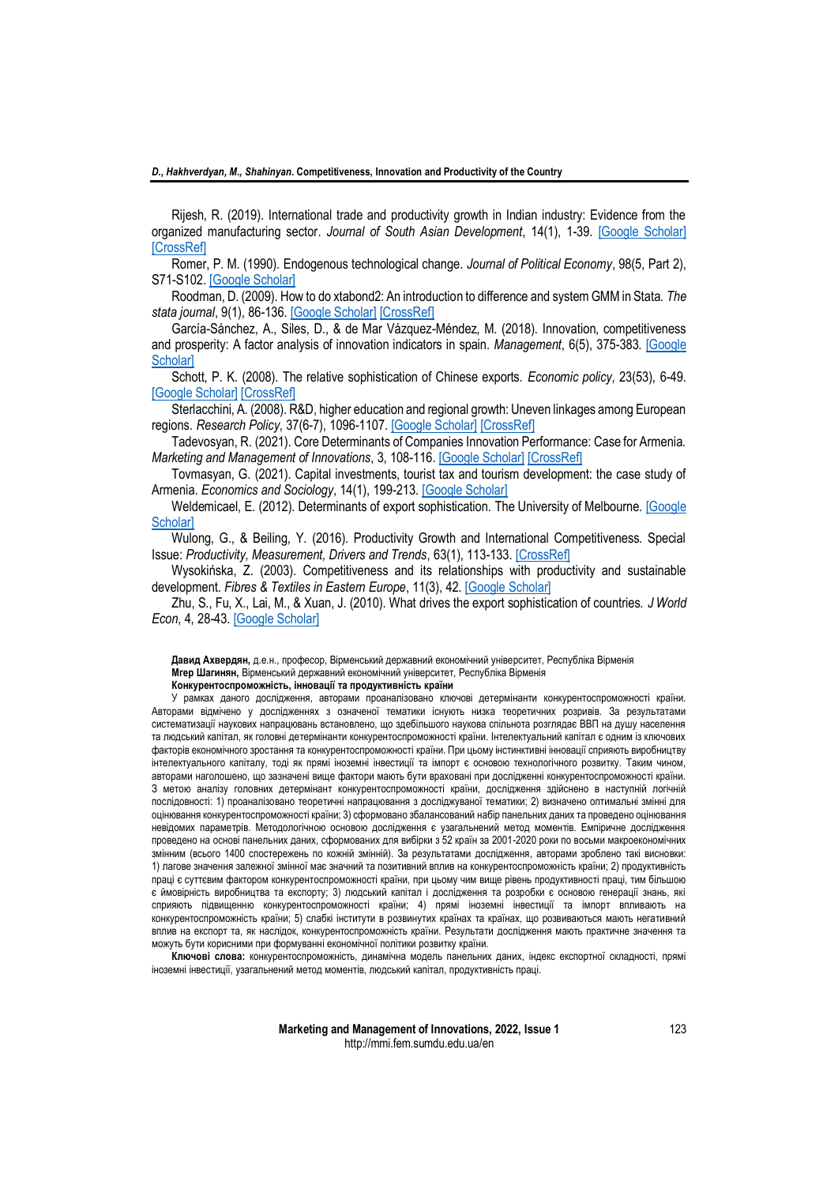Rijesh, R. (2019). International trade and productivity growth in Indian industry: Evidence from the organized manufacturing sector. *Journal of South Asian Development*, 14(1), 1-39. [Google Scholar] [CrossRef]

Romer, P. M. (1990). Endogenous technological change. *Journal of Political Economy*, 98(5, Part 2), S71-S102. [Google Scholar]

Roodman, D. (2009). How to do xtabond2: An introduction to difference and system GMM in Stata. *The stata journal*, 9(1), 86-136. [Google Scholar] [CrossRef]

García-Sánchez, A., Siles, D., & de Mar Vázquez-Méndez, M. (2018). Innovation, competitiveness and prosperity: A factor analysis of innovation indicators in spain. *Management*, 6(5), 375-383. [Google Scholar]

Schott, P. K. (2008). The relative sophistication of Chinese exports. *Economic policy*, 23(53), 6-49. [Google Scholar] [CrossRef]

Sterlacchini, A. (2008). R&D, higher education and regional growth: Uneven linkages among European regions. *Research Policy*, 37(6-7), 1096-1107. [Google Scholar] [CrossRef]

Tadevosyan, R. (2021). Core Determinants of Companies Innovation Performance: Case for Armenia. *Marketing and Management of Innovations*, 3, 108-116. [Google Scholar] [CrossRef]

Tovmasyan, G. (2021). Capital investments, tourist tax and tourism development: the case study of Armenia. *Economics and Sociology*, 14(1), 199-213. [Google Scholar]

Weldemicael, E. (2012). Determinants of export sophistication. The University of Melbourne. [Google Scholar]

Wulong, G., & Beiling, Y. (2016). Productivity Growth and International Competitiveness. Special Issue: *Productivity, Measurement, Drivers and Trends*, 63(1), 113-133. [CrossRef]

Wysokińska, Z. (2003). Competitiveness and its relationships with productivity and sustainable development. *Fibres & Textiles in Eastern Europe*, 11(3), 42. [Google Scholar]

Zhu, S., Fu, X., Lai, M., & Xuan, J. (2010). What drives the export sophistication of countries. *J World Econ*, 4, 28-43. [Google Scholar]

**Давид Ахвердян,** д.е.н., професор, Вірменський державний економічний університет, Республіка Вірменія
**Мгер Шагинян,** Вірменський державний економічний університет, Республіка Вірменія
**Конкурентоспроможність, інновації та продуктивність країни**

У рамках даного дослідження, авторами проаналізовано ключові детермінанти конкурентоспроможності країни. Авторами відмічено у дослідженнях з означеної тематики існують низка теоретичних розривів. За результатами систематизації наукових напрацювань встановлено, що здебільшого наукова спільнота розглядає ВВП на душу населення та людський капітал, як головні детермінанти конкурентоспроможності країни. Інтелектуальний капітал є одним із ключових факторів економічного зростання та конкурентоспроможності країни. При цьому інстинктивні інновації сприяють виробництву інтелектуального капіталу, тоді як прямі іноземні інвестиції та імпорт є основою технологічного розвитку. Таким чином, авторами наголошено, що зазначені вище фактори мають бути враховані при дослідженні конкурентоспроможності країни. З метою аналізу головних детермінант конкурентоспроможності країни, дослідження здійснено в наступній логічній послідовності: 1) проаналізовано теоретичні напрацювання з досліджуваної тематики; 2) визначено оптимальні змінні для оцінювання конкурентоспроможності країни; 3) сформовано збалансований набір панельних даних та проведено оцінювання невідомих параметрів. Методологічною основою дослідження є узагальнений метод моментів. Емпіричне дослідження проведено на основі панельних даних, сформованих для вибірки з 52 країн за 2001-2020 роки по восьми макроекономічних змінних (всього 1400 спостережень по кожній змінній). За результатами дослідження, авторами зроблено такі висновки: 1) лагове значення залежної змінної має значний та позитивний вплив на конкурентоспроможність країни; 2) продуктивність праці є суттєвим фактором конкурентоспроможності країни, при цьому чим вище рівень продуктивності праці, тим більшою є ймовірність виробництва та експорту; 3) людський капітал і дослідження та розробки є основою генерації знань, які сприяють підвищенню конкурентоспроможності країни; 4) прямі іноземні інвестиції та імпорт впливають на конкурентоспроможність країни; 5) слабкі інститути в розвинутих країнах та країнах, що розвиваються мають негативний вплив на експорт та, як наслідок, конкурентоспроможність країни. Результати дослідження мають практичне значення та можуть бути корисними при формуванні економічної політики розвитку країни.

**Ключові слова:** конкурентоспроможність, динамічна модель панельних даних, індекс експортної складності, прямі іноземні інвестиції, узагальнений метод моментів, людський капітал, продуктивність праці.